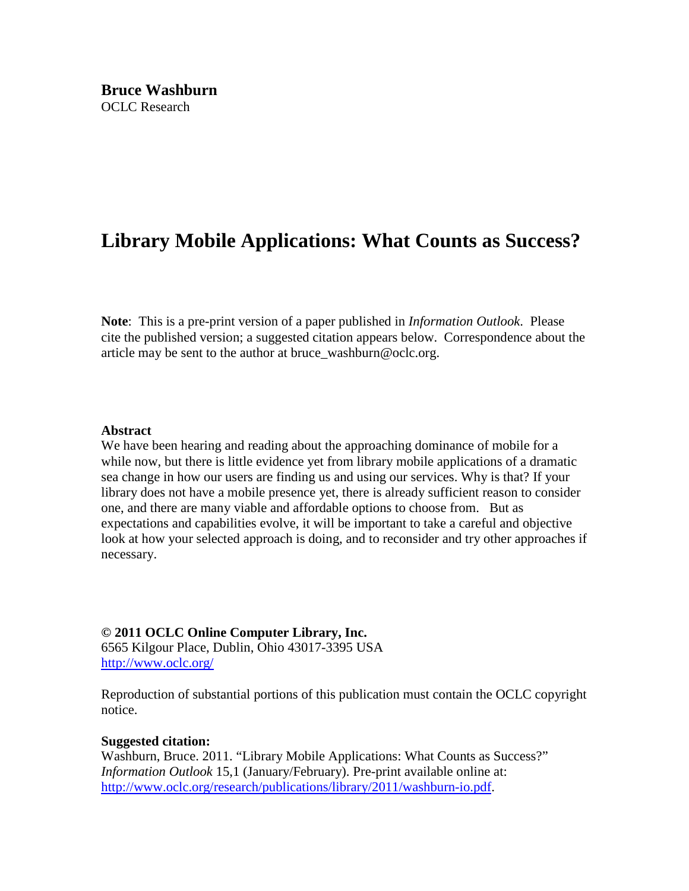**Bruce Washburn**
OCLC Research

# Library Mobile Applications: What Counts as Success?

**Note**: This is a pre-print version of a paper published in *Information Outlook*. Please cite the published version; a suggested citation appears below. Correspondence about the article may be sent to the author at bruce_washburn@oclc.org.

**Abstract**
We have been hearing and reading about the approaching dominance of mobile for a while now, but there is little evidence yet from library mobile applications of a dramatic sea change in how our users are finding us and using our services. Why is that? If your library does not have a mobile presence yet, there is already sufficient reason to consider one, and there are many viable and affordable options to choose from. But as expectations and capabilities evolve, it will be important to take a careful and objective look at how your selected approach is doing, and to reconsider and try other approaches if necessary.

**© 2011 OCLC Online Computer Library, Inc.**
6565 Kilgour Place, Dublin, Ohio 43017-3395 USA
http://www.oclc.org/

Reproduction of substantial portions of this publication must contain the OCLC copyright notice.

**Suggested citation:**
Washburn, Bruce. 2011. "Library Mobile Applications: What Counts as Success?" *Information Outlook* 15,1 (January/February). Pre-print available online at: http://www.oclc.org/research/publications/library/2011/washburn-io.pdf.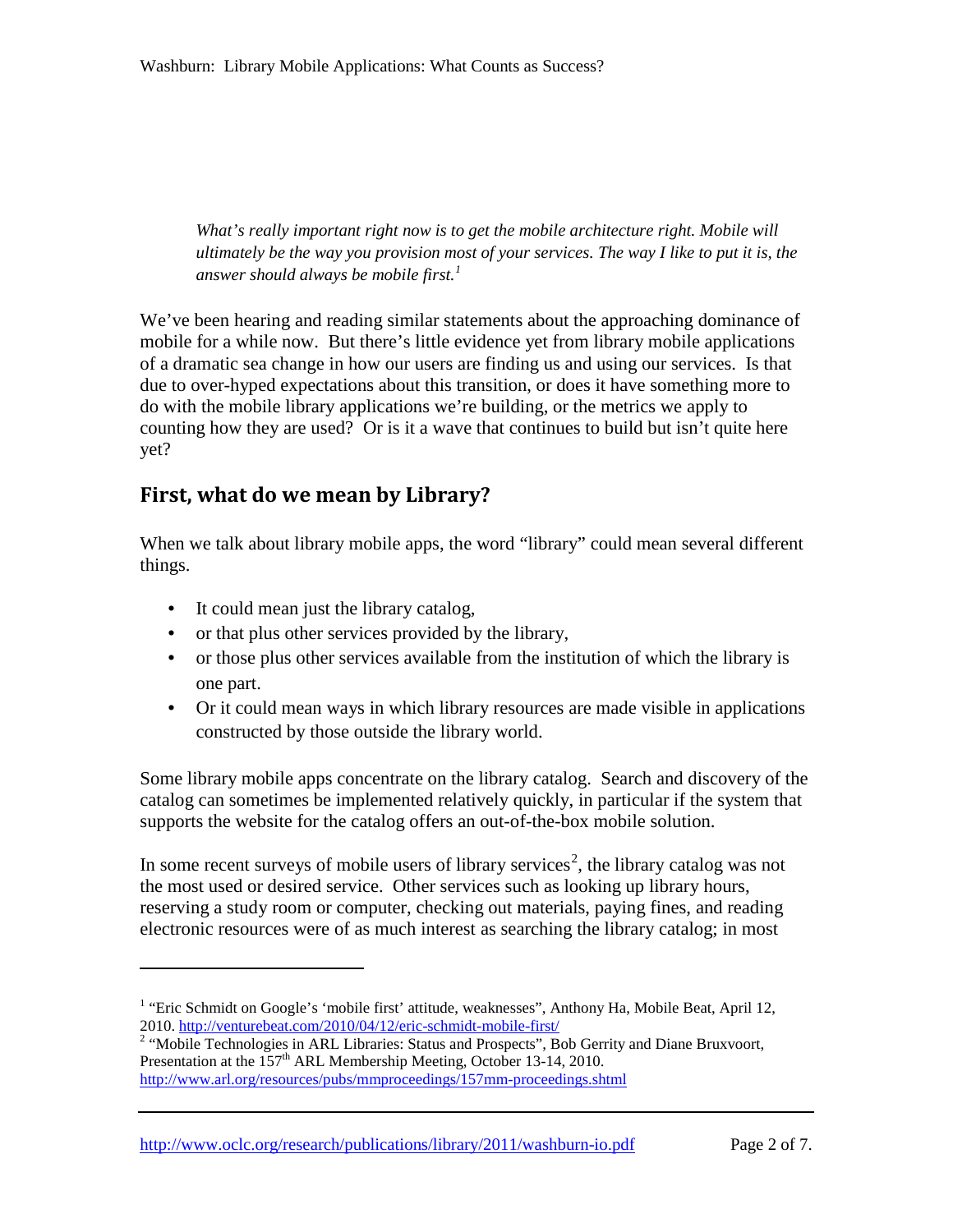*What's really important right now is to get the mobile architecture right. Mobile will ultimately be the way you provision most of your services. The way I like to put it is, the answer should always be mobile first.*[1]

We've been hearing and reading similar statements about the approaching dominance of mobile for a while now. But there's little evidence yet from library mobile applications of a dramatic sea change in how our users are finding us and using our services. Is that due to over-hyped expectations about this transition, or does it have something more to do with the mobile library applications we're building, or the metrics we apply to counting how they are used? Or is it a wave that continues to build but isn't quite here yet?

## First, what do we mean by Library?

When we talk about library mobile apps, the word "library" could mean several different things.

- It could mean just the library catalog,
- or that plus other services provided by the library,
- or those plus other services available from the institution of which the library is one part.
- Or it could mean ways in which library resources are made visible in applications constructed by those outside the library world.

Some library mobile apps concentrate on the library catalog. Search and discovery of the catalog can sometimes be implemented relatively quickly, in particular if the system that supports the website for the catalog offers an out-of-the-box mobile solution.

In some recent surveys of mobile users of library services[2], the library catalog was not the most used or desired service. Other services such as looking up library hours, reserving a study room or computer, checking out materials, paying fines, and reading electronic resources were of as much interest as searching the library catalog; in most

---

[1] "Eric Schmidt on Google's 'mobile first' attitude, weaknesses", Anthony Ha, Mobile Beat, April 12, 2010. http://venturebeat.com/2010/04/12/eric-schmidt-mobile-first/

[2] "Mobile Technologies in ARL Libraries: Status and Prospects", Bob Gerrity and Diane Bruxvoort, Presentation at the 157th ARL Membership Meeting, October 13-14, 2010. http://www.arl.org/resources/pubs/mmproceedings/157mm-proceedings.shtml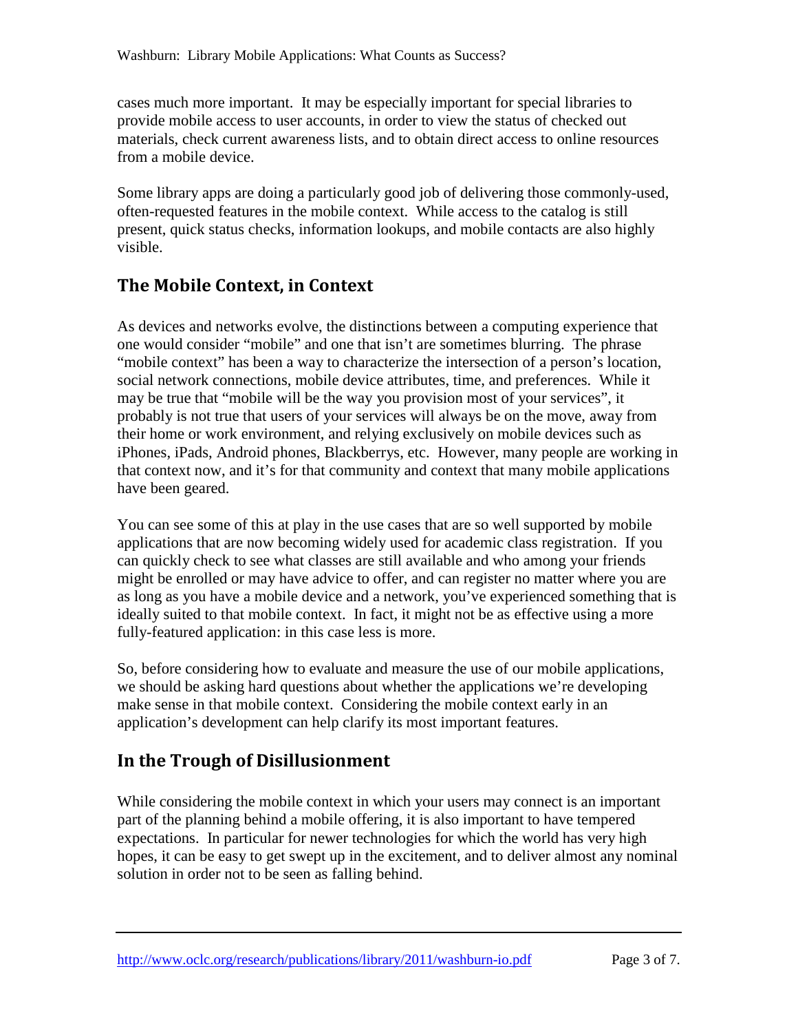cases much more important. It may be especially important for special libraries to provide mobile access to user accounts, in order to view the status of checked out materials, check current awareness lists, and to obtain direct access to online resources from a mobile device.

Some library apps are doing a particularly good job of delivering those commonly-used, often-requested features in the mobile context. While access to the catalog is still present, quick status checks, information lookups, and mobile contacts are also highly visible.

## The Mobile Context, in Context

As devices and networks evolve, the distinctions between a computing experience that one would consider "mobile" and one that isn't are sometimes blurring. The phrase "mobile context" has been a way to characterize the intersection of a person's location, social network connections, mobile device attributes, time, and preferences. While it may be true that "mobile will be the way you provision most of your services", it probably is not true that users of your services will always be on the move, away from their home or work environment, and relying exclusively on mobile devices such as iPhones, iPads, Android phones, Blackberrys, etc. However, many people are working in that context now, and it's for that community and context that many mobile applications have been geared.

You can see some of this at play in the use cases that are so well supported by mobile applications that are now becoming widely used for academic class registration. If you can quickly check to see what classes are still available and who among your friends might be enrolled or may have advice to offer, and can register no matter where you are as long as you have a mobile device and a network, you've experienced something that is ideally suited to that mobile context. In fact, it might not be as effective using a more fully-featured application: in this case less is more.

So, before considering how to evaluate and measure the use of our mobile applications, we should be asking hard questions about whether the applications we're developing make sense in that mobile context. Considering the mobile context early in an application's development can help clarify its most important features.

## In the Trough of Disillusionment

While considering the mobile context in which your users may connect is an important part of the planning behind a mobile offering, it is also important to have tempered expectations. In particular for newer technologies for which the world has very high hopes, it can be easy to get swept up in the excitement, and to deliver almost any nominal solution in order not to be seen as falling behind.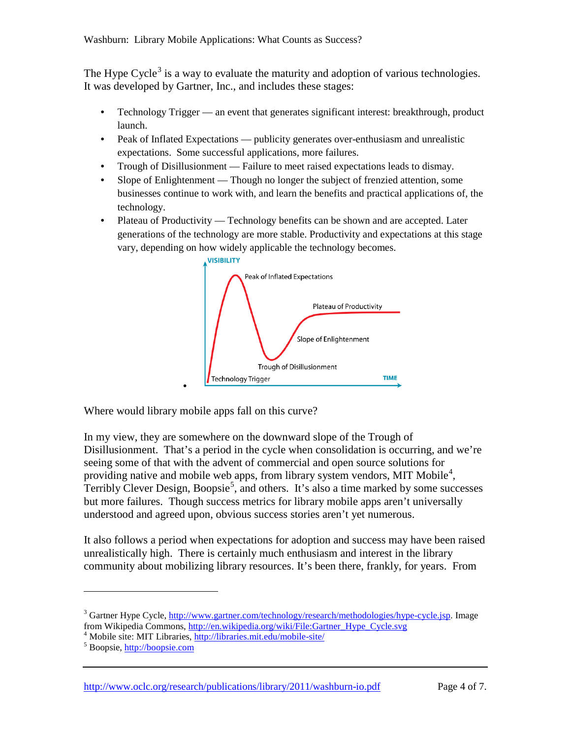The Hype Cycle[3] is a way to evaluate the maturity and adoption of various technologies. It was developed by Gartner, Inc., and includes these stages:

- Technology Trigger — an event that generates significant interest: breakthrough, product launch.
- Peak of Inflated Expectations — publicity generates over-enthusiasm and unrealistic expectations. Some successful applications, more failures.
- Trough of Disillusionment — Failure to meet raised expectations leads to dismay.
- Slope of Enlightenment — Though no longer the subject of frenzied attention, some businesses continue to work with, and learn the benefits and practical applications of, the technology.
- Plateau of Productivity — Technology benefits can be shown and are accepted. Later generations of the technology are more stable. Productivity and expectations at this stage vary, depending on how widely applicable the technology becomes.

Where would library mobile apps fall on this curve?

In my view, they are somewhere on the downward slope of the Trough of Disillusionment. That's a period in the cycle when consolidation is occurring, and we're seeing some of that with the advent of commercial and open source solutions for providing native and mobile web apps, from library system vendors, MIT Mobile[4], Terribly Clever Design, Boopsie[5], and others. It's also a time marked by some successes but more failures. Though success metrics for library mobile apps aren't universally understood and agreed upon, obvious success stories aren't yet numerous.

It also follows a period when expectations for adoption and success may have been raised unrealistically high. There is certainly much enthusiasm and interest in the library community about mobilizing library resources. It's been there, frankly, for years. From

---

[3] Gartner Hype Cycle, http://www.gartner.com/technology/research/methodologies/hype-cycle.jsp. Image from Wikipedia Commons, http://en.wikipedia.org/wiki/File:Gartner_Hype_Cycle.svg

[4] Mobile site: MIT Libraries, http://libraries.mit.edu/mobile-site/

[5] Boopsie, http://boopsie.com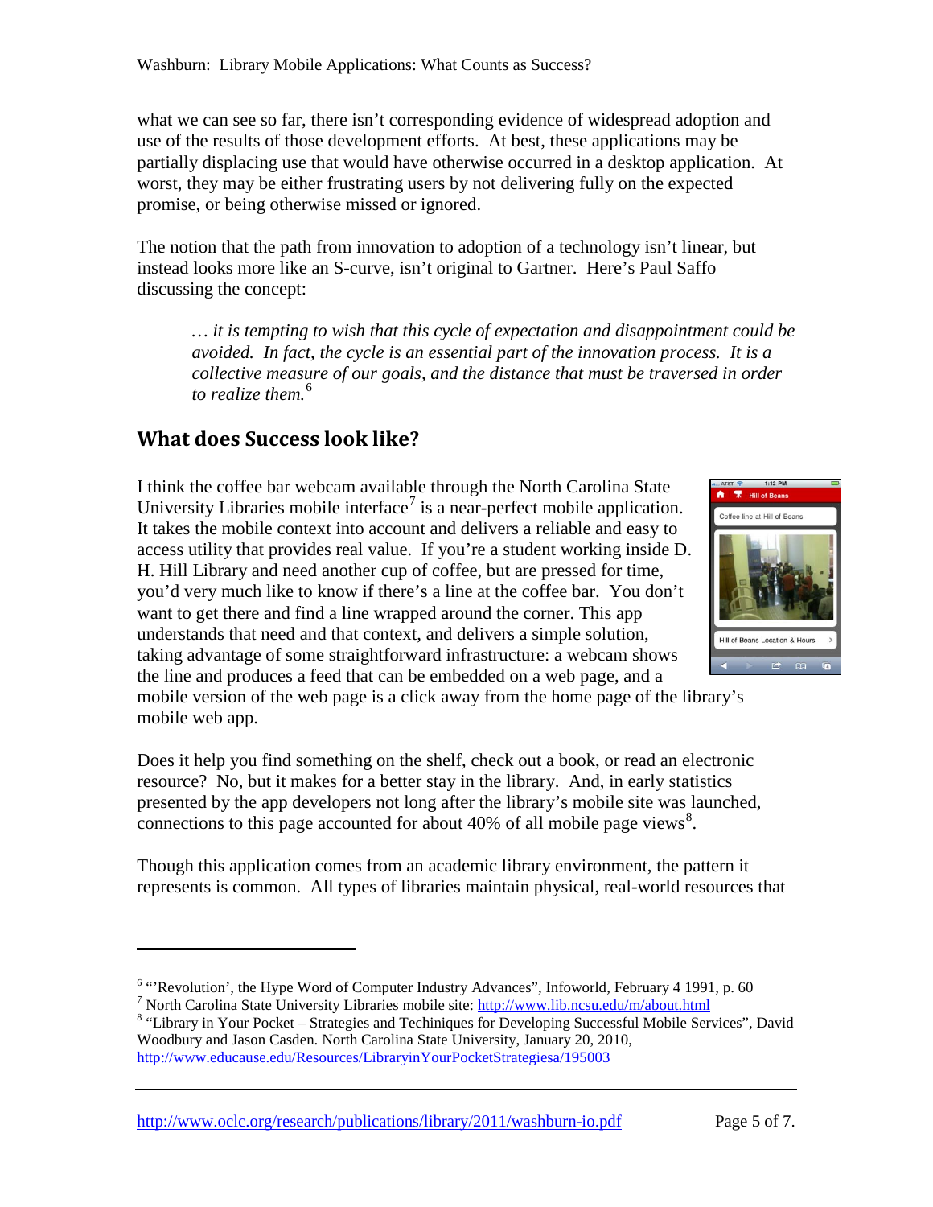what we can see so far, there isn't corresponding evidence of widespread adoption and use of the results of those development efforts. At best, these applications may be partially displacing use that would have otherwise occurred in a desktop application. At worst, they may be either frustrating users by not delivering fully on the expected promise, or being otherwise missed or ignored.

The notion that the path from innovation to adoption of a technology isn't linear, but instead looks more like an S-curve, isn't original to Gartner. Here's Paul Saffo discussing the concept:

> *… it is tempting to wish that this cycle of expectation and disappointment could be avoided. In fact, the cycle is an essential part of the innovation process. It is a collective measure of our goals, and the distance that must be traversed in order to realize them.*[6]

## What does Success look like?

I think the coffee bar webcam available through the North Carolina State University Libraries mobile interface[7] is a near-perfect mobile application. It takes the mobile context into account and delivers a reliable and easy to access utility that provides real value. If you're a student working inside D. H. Hill Library and need another cup of coffee, but are pressed for time, you'd very much like to know if there's a line at the coffee bar. You don't want to get there and find a line wrapped around the corner. This app understands that need and that context, and delivers a simple solution, taking advantage of some straightforward infrastructure: a webcam shows the line and produces a feed that can be embedded on a web page, and a mobile version of the web page is a click away from the home page of the library's mobile web app.

Does it help you find something on the shelf, check out a book, or read an electronic resource? No, but it makes for a better stay in the library. And, in early statistics presented by the app developers not long after the library's mobile site was launched, connections to this page accounted for about 40% of all mobile page views[8].

Though this application comes from an academic library environment, the pattern it represents is common. All types of libraries maintain physical, real-world resources that

---

[6] "'Revolution', the Hype Word of Computer Industry Advances", Infoworld, February 4 1991, p. 60

[7] North Carolina State University Libraries mobile site: http://www.lib.ncsu.edu/m/about.html

[8] "Library in Your Pocket – Strategies and Techiniques for Developing Successful Mobile Services", David Woodbury and Jason Casden. North Carolina State University, January 20, 2010, http://www.educause.edu/Resources/LibraryinYourPocketStrategiesa/195003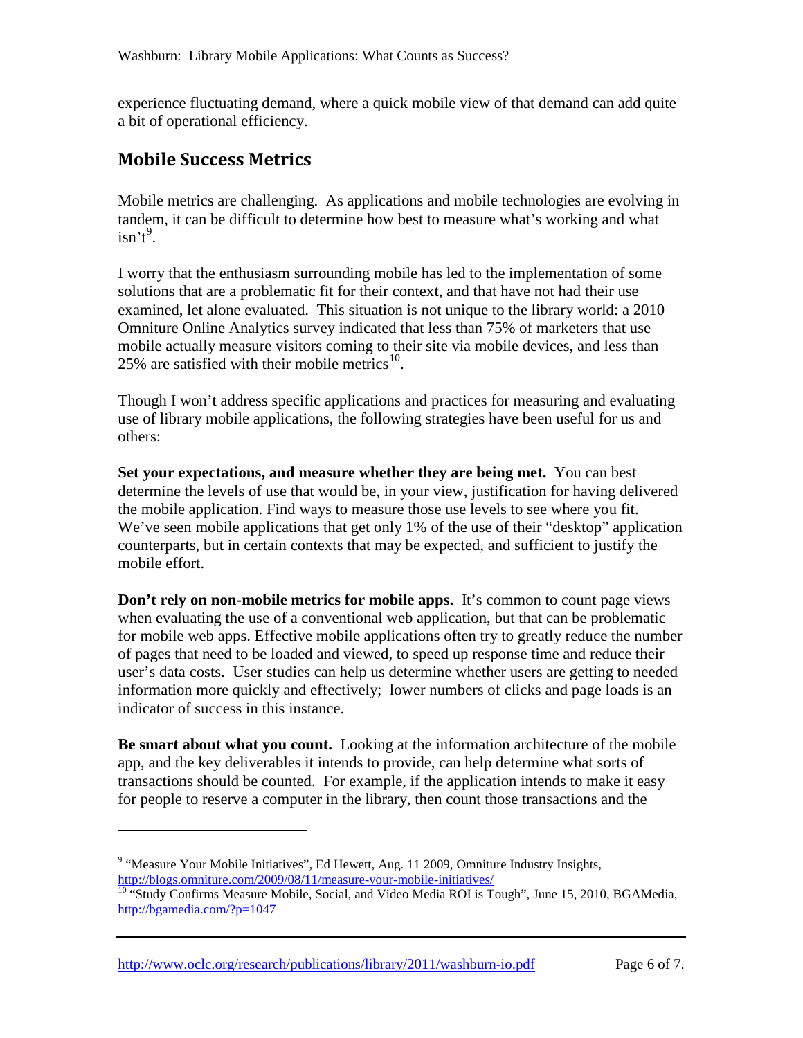experience fluctuating demand, where a quick mobile view of that demand can add quite a bit of operational efficiency.

## Mobile Success Metrics

Mobile metrics are challenging. As applications and mobile technologies are evolving in tandem, it can be difficult to determine how best to measure what's working and what isn't[9].

I worry that the enthusiasm surrounding mobile has led to the implementation of some solutions that are a problematic fit for their context, and that have not had their use examined, let alone evaluated. This situation is not unique to the library world: a 2010 Omniture Online Analytics survey indicated that less than 75% of marketers that use mobile actually measure visitors coming to their site via mobile devices, and less than 25% are satisfied with their mobile metrics[10].

Though I won't address specific applications and practices for measuring and evaluating use of library mobile applications, the following strategies have been useful for us and others:

**Set your expectations, and measure whether they are being met.** You can best determine the levels of use that would be, in your view, justification for having delivered the mobile application. Find ways to measure those use levels to see where you fit. We've seen mobile applications that get only 1% of the use of their "desktop" application counterparts, but in certain contexts that may be expected, and sufficient to justify the mobile effort.

**Don't rely on non-mobile metrics for mobile apps.** It's common to count page views when evaluating the use of a conventional web application, but that can be problematic for mobile web apps. Effective mobile applications often try to greatly reduce the number of pages that need to be loaded and viewed, to speed up response time and reduce their user's data costs. User studies can help us determine whether users are getting to needed information more quickly and effectively; lower numbers of clicks and page loads is an indicator of success in this instance.

**Be smart about what you count.** Looking at the information architecture of the mobile app, and the key deliverables it intends to provide, can help determine what sorts of transactions should be counted. For example, if the application intends to make it easy for people to reserve a computer in the library, then count those transactions and the

---

[9] "Measure Your Mobile Initiatives", Ed Hewett, Aug. 11 2009, Omniture Industry Insights, http://blogs.omniture.com/2009/08/11/measure-your-mobile-initiatives/

[10] "Study Confirms Measure Mobile, Social, and Video Media ROI is Tough", June 15, 2010, BGAMedia, http://bgamedia.com/?p=1047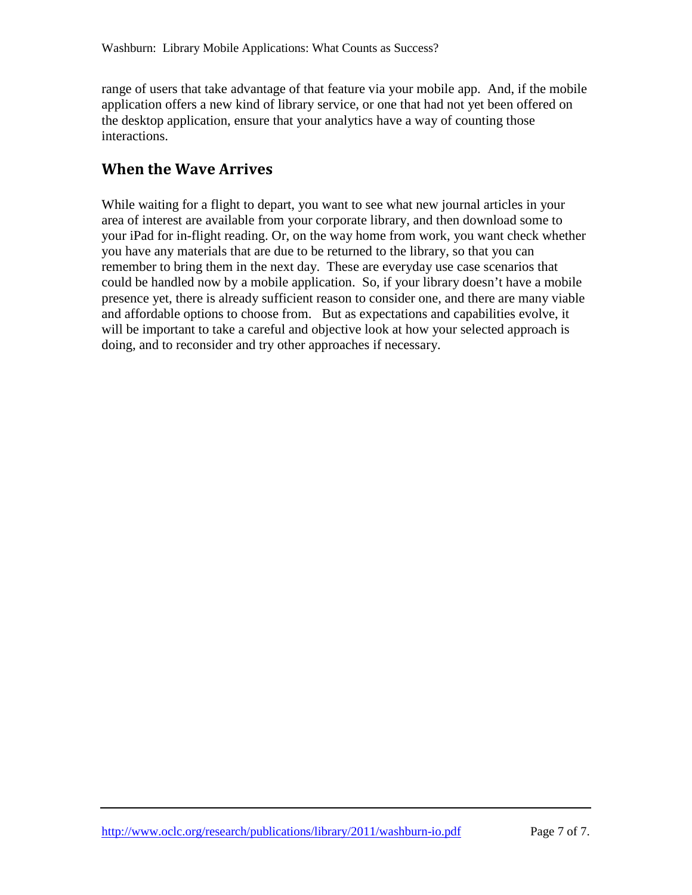range of users that take advantage of that feature via your mobile app. And, if the mobile application offers a new kind of library service, or one that had not yet been offered on the desktop application, ensure that your analytics have a way of counting those interactions.

## When the Wave Arrives

While waiting for a flight to depart, you want to see what new journal articles in your area of interest are available from your corporate library, and then download some to your iPad for in-flight reading. Or, on the way home from work, you want check whether you have any materials that are due to be returned to the library, so that you can remember to bring them in the next day. These are everyday use case scenarios that could be handled now by a mobile application. So, if your library doesn't have a mobile presence yet, there is already sufficient reason to consider one, and there are many viable and affordable options to choose from. But as expectations and capabilities evolve, it will be important to take a careful and objective look at how your selected approach is doing, and to reconsider and try other approaches if necessary.